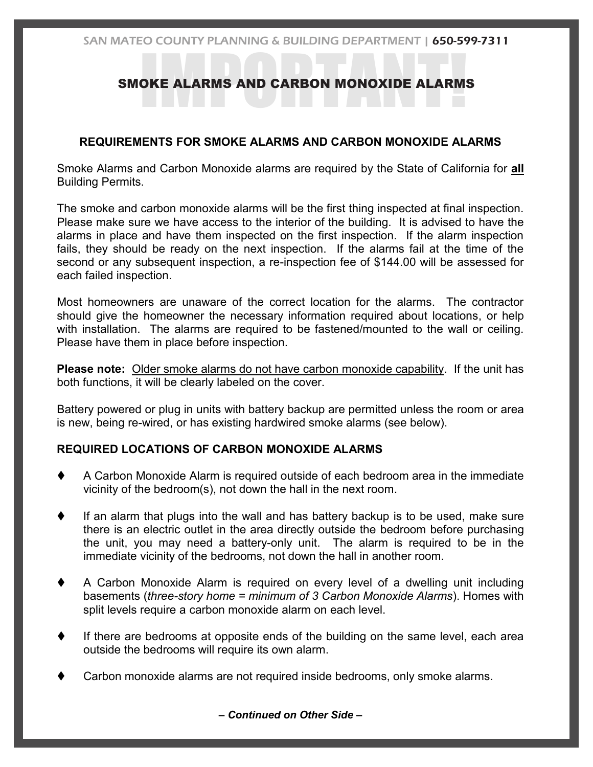SAN MATEO COUNTY PLANNING & BUILDING DEPARTMENT | ***650-599-7311***

# SMOKE ALARMS AND CARBON MONOXIDE ALARMS

## REQUIREMENTS FOR SMOKE ALARMS AND CARBON MONOXIDE ALARMS

Smoke Alarms and Carbon Monoxide alarms are required by the State of California for **all** Building Permits.

The smoke and carbon monoxide alarms will be the first thing inspected at final inspection. Please make sure we have access to the interior of the building. It is advised to have the alarms in place and have them inspected on the first inspection. If the alarm inspection fails, they should be ready on the next inspection. If the alarms fail at the time of the second or any subsequent inspection, a re-inspection fee of $144.00 will be assessed for each failed inspection.

Most homeowners are unaware of the correct location for the alarms. The contractor should give the homeowner the necessary information required about locations, or help with installation. The alarms are required to be fastened/mounted to the wall or ceiling. Please have them in place before inspection.

**Please note:** Older smoke alarms do not have carbon monoxide capability. If the unit has both functions, it will be clearly labeled on the cover.

Battery powered or plug in units with battery backup are permitted unless the room or area is new, being re-wired, or has existing hardwired smoke alarms (see below).

## REQUIRED LOCATIONS OF CARBON MONOXIDE ALARMS

- A Carbon Monoxide Alarm is required outside of each bedroom area in the immediate vicinity of the bedroom(s), not down the hall in the next room.
- If an alarm that plugs into the wall and has battery backup is to be used, make sure there is an electric outlet in the area directly outside the bedroom before purchasing the unit, you may need a battery-only unit. The alarm is required to be in the immediate vicinity of the bedrooms, not down the hall in another room.
- A Carbon Monoxide Alarm is required on every level of a dwelling unit including basements (*three-story home = minimum of 3 Carbon Monoxide Alarms*). Homes with split levels require a carbon monoxide alarm on each level.
- If there are bedrooms at opposite ends of the building on the same level, each area outside the bedrooms will require its own alarm.
- Carbon monoxide alarms are not required inside bedrooms, only smoke alarms.

***– Continued on Other Side –***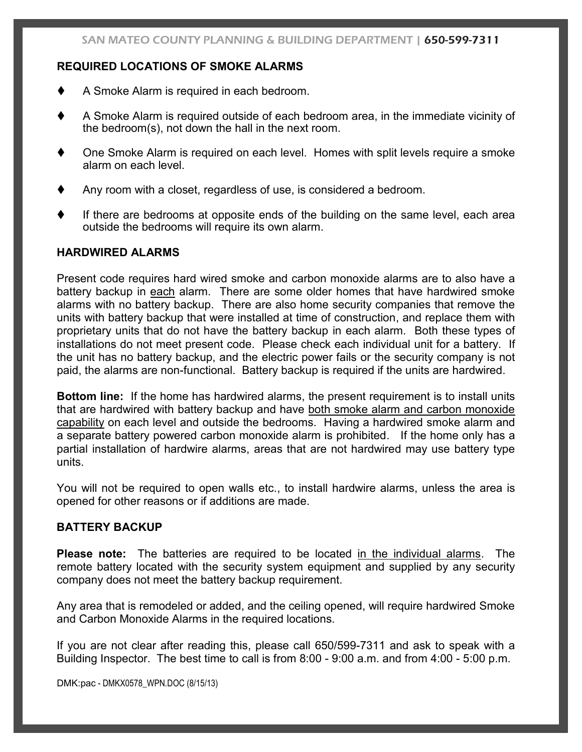## REQUIRED LOCATIONS OF SMOKE ALARMS

- A Smoke Alarm is required in each bedroom.
- A Smoke Alarm is required outside of each bedroom area, in the immediate vicinity of the bedroom(s), not down the hall in the next room.
- One Smoke Alarm is required on each level. Homes with split levels require a smoke alarm on each level.
- Any room with a closet, regardless of use, is considered a bedroom.
- If there are bedrooms at opposite ends of the building on the same level, each area outside the bedrooms will require its own alarm.

## HARDWIRED ALARMS

Present code requires hard wired smoke and carbon monoxide alarms are to also have a battery backup in each alarm. There are some older homes that have hardwired smoke alarms with no battery backup. There are also home security companies that remove the units with battery backup that were installed at time of construction, and replace them with proprietary units that do not have the battery backup in each alarm. Both these types of installations do not meet present code. Please check each individual unit for a battery. If the unit has no battery backup, and the electric power fails or the security company is not paid, the alarms are non-functional. Battery backup is required if the units are hardwired.

**Bottom line:** If the home has hardwired alarms, the present requirement is to install units that are hardwired with battery backup and have both smoke alarm and carbon monoxide capability on each level and outside the bedrooms. Having a hardwired smoke alarm and a separate battery powered carbon monoxide alarm is prohibited. If the home only has a partial installation of hardwire alarms, areas that are not hardwired may use battery type units.

You will not be required to open walls etc., to install hardwire alarms, unless the area is opened for other reasons or if additions are made.

## BATTERY BACKUP

**Please note:** The batteries are required to be located in the individual alarms. The remote battery located with the security system equipment and supplied by any security company does not meet the battery backup requirement.

Any area that is remodeled or added, and the ceiling opened, will require hardwired Smoke and Carbon Monoxide Alarms in the required locations.

If you are not clear after reading this, please call 650/599-7311 and ask to speak with a Building Inspector. The best time to call is from 8:00 - 9:00 a.m. and from 4:00 - 5:00 p.m.

DMK:pac - DMKX0578_WPN.DOC (8/15/13)